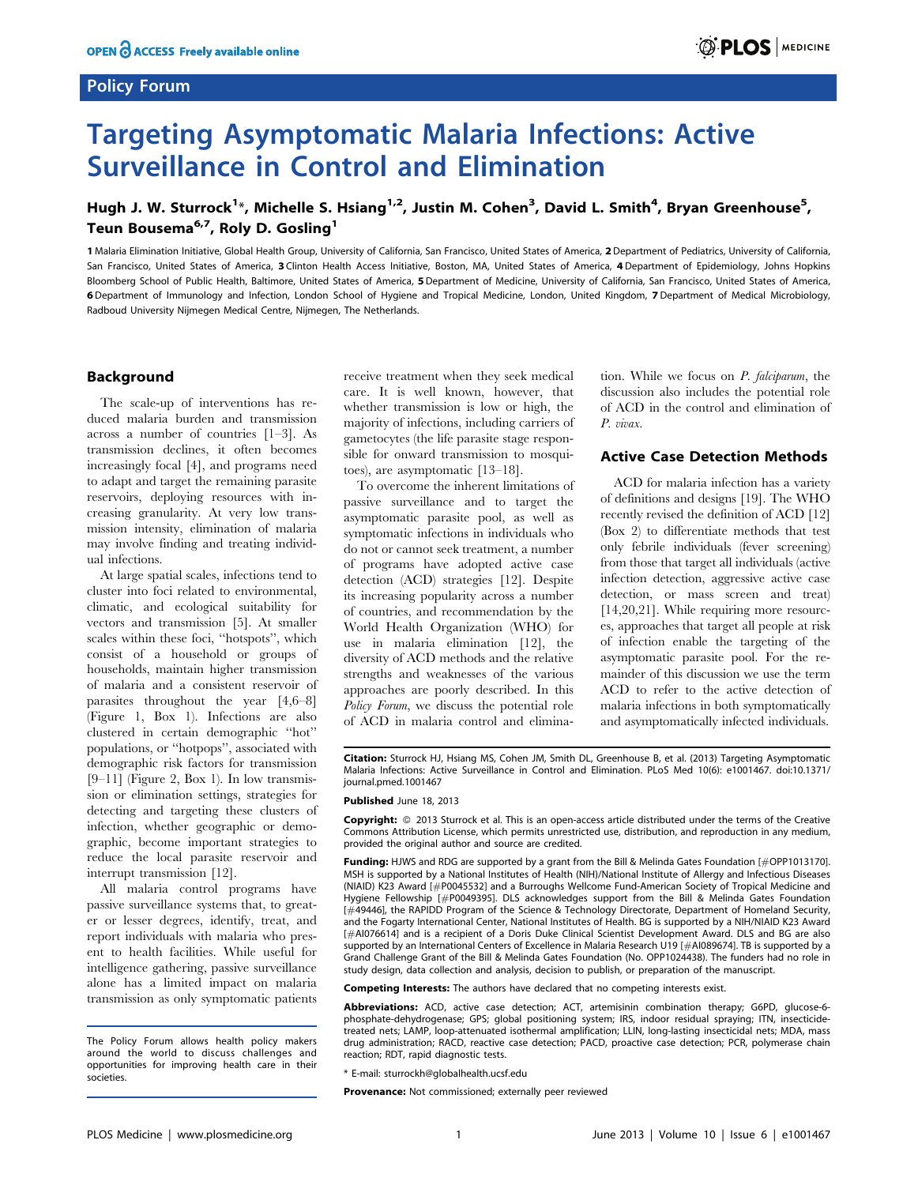OPEN ACCESS Freely available online

Policy Forum

# Targeting Asymptomatic Malaria Infections: Active Surveillance in Control and Elimination

**Hugh J. W. Sturrock[1]*, Michelle S. Hsiang[1,2], Justin M. Cohen[3], David L. Smith[4], Bryan Greenhouse[5], Teun Bousema[6,7], Roly D. Gosling[1]**

1 Malaria Elimination Initiative, Global Health Group, University of California, San Francisco, United States of America, 2 Department of Pediatrics, University of California, San Francisco, United States of America, 3 Clinton Health Access Initiative, Boston, MA, United States of America, 4 Department of Epidemiology, Johns Hopkins Bloomberg School of Public Health, Baltimore, United States of America, 5 Department of Medicine, University of California, San Francisco, United States of America, 6 Department of Immunology and Infection, London School of Hygiene and Tropical Medicine, London, United Kingdom, 7 Department of Medical Microbiology, Radboud University Nijmegen Medical Centre, Nijmegen, The Netherlands.

## Background

The scale-up of interventions has reduced malaria burden and transmission across a number of countries [1–3]. As transmission declines, it often becomes increasingly focal [4], and programs need to adapt and target the remaining parasite reservoirs, deploying resources with increasing granularity. At very low transmission intensity, elimination of malaria may involve finding and treating individual infections.

At large spatial scales, infections tend to cluster into foci related to environmental, climatic, and ecological suitability for vectors and transmission [5]. At smaller scales within these foci, "hotspots", which consist of a household or groups of households, maintain higher transmission of malaria and a consistent reservoir of parasites throughout the year [4,6–8] (Figure 1, Box 1). Infections are also clustered in certain demographic "hot" populations, or "hotpops", associated with demographic risk factors for transmission [9–11] (Figure 2, Box 1). In low transmission or elimination settings, strategies for detecting and targeting these clusters of infection, whether geographic or demographic, become important strategies to reduce the local parasite reservoir and interrupt transmission [12].

All malaria control programs have passive surveillance systems that, to greater or lesser degrees, identify, treat, and report individuals with malaria who present to health facilities. While useful for intelligence gathering, passive surveillance alone has a limited impact on malaria transmission as only symptomatic patients receive treatment when they seek medical care. It is well known, however, that whether transmission is low or high, the majority of infections, including carriers of gametocytes (the life parasite stage responsible for onward transmission to mosquitoes), are asymptomatic [13–18].

To overcome the inherent limitations of passive surveillance and to target the asymptomatic parasite pool, as well as symptomatic infections in individuals who do not or cannot seek treatment, a number of programs have adopted active case detection (ACD) strategies [12]. Despite its increasing popularity across a number of countries, and recommendation by the World Health Organization (WHO) for use in malaria elimination [12], the diversity of ACD methods and the relative strengths and weaknesses of the various approaches are poorly described. In this *Policy Forum*, we discuss the potential role of ACD in malaria control and elimination. While we focus on *P. falciparum*, the discussion also includes the potential role of ACD in the control and elimination of *P. vivax*.

## Active Case Detection Methods

ACD for malaria infection has a variety of definitions and designs [19]. The WHO recently revised the definition of ACD [12] (Box 2) to differentiate methods that test only febrile individuals (fever screening) from those that target all individuals (active infection detection, aggressive active case detection, or mass screen and treat) [14,20,21]. While requiring more resources, approaches that target all people at risk of infection enable the targeting of the asymptomatic parasite pool. For the remainder of this discussion we use the term ACD to refer to the active detection of malaria infections in both symptomatically and asymptomatically infected individuals.

The Policy Forum allows health policy makers around the world to discuss challenges and opportunities for improving health care in their societies.

**Citation:** Sturrock HJ, Hsiang MS, Cohen JM, Smith DL, Greenhouse B, et al. (2013) Targeting Asymptomatic Malaria Infections: Active Surveillance in Control and Elimination. PLoS Med 10(6): e1001467. doi:10.1371/journal.pmed.1001467

**Published** June 18, 2013

**Copyright:** © 2013 Sturrock et al. This is an open-access article distributed under the terms of the Creative Commons Attribution License, which permits unrestricted use, distribution, and reproduction in any medium, provided the original author and source are credited.

**Funding:** HJWS and RDG are supported by a grant from the Bill & Melinda Gates Foundation [#OPP1013170]. MSH is supported by a National Institutes of Health (NIH)/National Institute of Allergy and Infectious Diseases (NIAID) K23 Award [#P0045532] and a Burroughs Wellcome Fund-American Society of Tropical Medicine and Hygiene Fellowship [#P0049395]. DLS acknowledges support from the Bill & Melinda Gates Foundation [#49446], the RAPIDD Program of the Science & Technology Directorate, Department of Homeland Security, and the Fogarty International Center, National Institutes of Health. BG is supported by a NIH/NIAID K23 Award [#AI076614] and is a recipient of a Doris Duke Clinical Scientist Development Award. DLS and BG are also supported by an International Centers of Excellence in Malaria Research U19 [#AI089674]. TB is supported by a Grand Challenge Grant of the Bill & Melinda Gates Foundation (No. OPP1024438). The funders had no role in study design, data collection and analysis, decision to publish, or preparation of the manuscript.

**Competing Interests:** The authors have declared that no competing interests exist.

**Abbreviations:** ACD, active case detection; ACT, artemisinin combination therapy; G6PD, glucose-6-phosphate-dehydrogenase; GPS; global positioning system; IRS, indoor residual spraying; ITN, insecticide-treated nets; LAMP, loop-attenuated isothermal amplification; LLIN, long-lasting insecticidal nets; MDA, mass drug administration; RACD, reactive case detection; PACD, proactive case detection; PCR, polymerase chain reaction; RDT, rapid diagnostic tests.

* E-mail: sturrockh@globalhealth.ucsf.edu

**Provenance:** Not commissioned; externally peer reviewed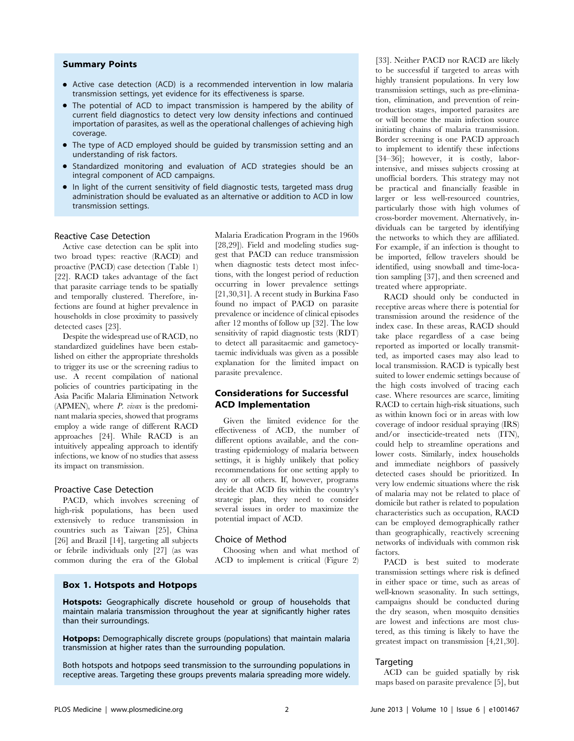## Summary Points

- Active case detection (ACD) is a recommended intervention in low malaria transmission settings, yet evidence for its effectiveness is sparse.
- The potential of ACD to impact transmission is hampered by the ability of current field diagnostics to detect very low density infections and continued importation of parasites, as well as the operational challenges of achieving high coverage.
- The type of ACD employed should be guided by transmission setting and an understanding of risk factors.
- Standardized monitoring and evaluation of ACD strategies should be an integral component of ACD campaigns.
- In light of the current sensitivity of field diagnostic tests, targeted mass drug administration should be evaluated as an alternative or addition to ACD in low transmission settings.

### Reactive Case Detection

Active case detection can be split into two broad types: reactive (RACD) and proactive (PACD) case detection (Table 1) [22]. RACD takes advantage of the fact that parasite carriage tends to be spatially and temporally clustered. Therefore, infections are found at higher prevalence in households in close proximity to passively detected cases [23].

Despite the widespread use of RACD, no standardized guidelines have been established on either the appropriate thresholds to trigger its use or the screening radius to use. A recent compilation of national policies of countries participating in the Asia Pacific Malaria Elimination Network (APMEN), where *P. vivax* is the predominant malaria species, showed that programs employ a wide range of different RACD approaches [24]. While RACD is an intuitively appealing approach to identify infections, we know of no studies that assess its impact on transmission.

### Proactive Case Detection

PACD, which involves screening of high-risk populations, has been used extensively to reduce transmission in countries such as Taiwan [25], China [26] and Brazil [14], targeting all subjects or febrile individuals only [27] (as was common during the era of the Global Malaria Eradication Program in the 1960s [28,29]). Field and modeling studies suggest that PACD can reduce transmission when diagnostic tests detect most infections, with the longest period of reduction occurring in lower prevalence settings [21,30,31]. A recent study in Burkina Faso found no impact of PACD on parasite prevalence or incidence of clinical episodes after 12 months of follow up [32]. The low sensitivity of rapid diagnostic tests (RDT) to detect all parasitaemic and gametocytaemic individuals was given as a possible explanation for the limited impact on parasite prevalence.

## Considerations for Successful ACD Implementation

Given the limited evidence for the effectiveness of ACD, the number of different options available, and the contrasting epidemiology of malaria between settings, it is highly unlikely that policy recommendations for one setting apply to any or all others. If, however, programs decide that ACD fits within the country's strategic plan, they need to consider several issues in order to maximize the potential impact of ACD.

### Choice of Method

Choosing when and what method of ACD to implement is critical (Figure 2) [33]. Neither PACD nor RACD are likely to be successful if targeted to areas with highly transient populations. In very low transmission settings, such as pre-elimination, elimination, and prevention of reintroduction stages, imported parasites are or will become the main infection source initiating chains of malaria transmission. Border screening is one PACD approach to implement to identify these infections [34–36]; however, it is costly, labor-intensive, and misses subjects crossing at unofficial borders. This strategy may not be practical and financially feasible in larger or less well-resourced countries, particularly those with high volumes of cross-border movement. Alternatively, individuals can be targeted by identifying the networks to which they are affiliated. For example, if an infection is thought to be imported, fellow travelers should be identified, using snowball and time-location sampling [37], and then screened and treated where appropriate.

RACD should only be conducted in receptive areas where there is potential for transmission around the residence of the index case. In these areas, RACD should take place regardless of a case being reported as imported or locally transmitted, as imported cases may also lead to local transmission. RACD is typically best suited to lower endemic settings because of the high costs involved of tracing each case. Where resources are scarce, limiting RACD to certain high-risk situations, such as within known foci or in areas with low coverage of indoor residual spraying (IRS) and/or insecticide-treated nets (ITN), could help to streamline operations and lower costs. Similarly, index households and immediate neighbors of passively detected cases should be prioritized. In very low endemic situations where the risk of malaria may not be related to place of domicile but rather is related to population characteristics such as occupation, RACD can be employed demographically rather than geographically, reactively screening networks of individuals with common risk factors.

PACD is best suited to moderate transmission settings where risk is defined in either space or time, such as areas of well-known seasonality. In such settings, campaigns should be conducted during the dry season, when mosquito densities are lowest and infections are most clustered, as this timing is likely to have the greatest impact on transmission [4,21,30].

### Targeting

ACD can be guided spatially by risk maps based on parasite prevalence [5], but

## Box 1. Hotspots and Hotpops

**Hotspots:** Geographically discrete household or group of households that maintain malaria transmission throughout the year at significantly higher rates than their surroundings.

**Hotpops:** Demographically discrete groups (populations) that maintain malaria transmission at higher rates than the surrounding population.

Both hotspots and hotpops seed transmission to the surrounding populations in receptive areas. Targeting these groups prevents malaria spreading more widely.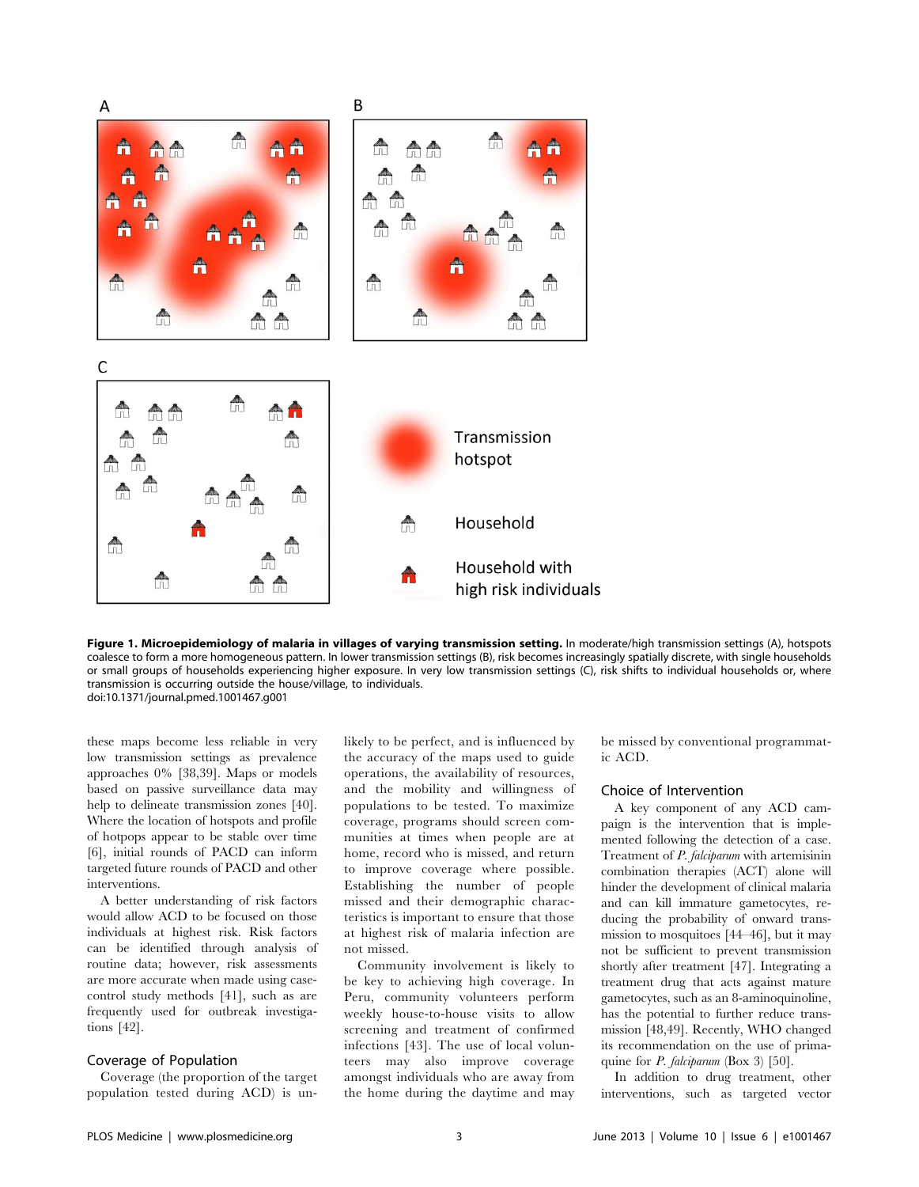**Figure 1. Microepidemiology of malaria in villages of varying transmission setting.** In moderate/high transmission settings (A), hotspots coalesce to form a more homogeneous pattern. In lower transmission settings (B), risk becomes increasingly spatially discrete, with single households or small groups of households experiencing higher exposure. In very low transmission settings (C), risk shifts to individual households or, where transmission is occurring outside the house/village, to individuals.
doi:10.1371/journal.pmed.1001467.g001

these maps become less reliable in very low transmission settings as prevalence approaches 0% [38,39]. Maps or models based on passive surveillance data may help to delineate transmission zones [40]. Where the location of hotspots and profile of hotpops appear to be stable over time [6], initial rounds of PACD can inform targeted future rounds of PACD and other interventions.

A better understanding of risk factors would allow ACD to be focused on those individuals at highest risk. Risk factors can be identified through analysis of routine data; however, risk assessments are more accurate when made using case-control study methods [41], such as are frequently used for outbreak investigations [42].

## Coverage of Population

Coverage (the proportion of the target population tested during ACD) is unlikely to be perfect, and is influenced by the accuracy of the maps used to guide operations, the availability of resources, and the mobility and willingness of populations to be tested. To maximize coverage, programs should screen communities at times when people are at home, record who is missed, and return to improve coverage where possible. Establishing the number of people missed and their demographic characteristics is important to ensure that those at highest risk of malaria infection are not missed.

Community involvement is likely to be key to achieving high coverage. In Peru, community volunteers perform weekly house-to-house visits to allow screening and treatment of confirmed infections [43]. The use of local volunteers may also improve coverage amongst individuals who are away from the home during the daytime and may be missed by conventional programmatic ACD.

## Choice of Intervention

A key component of any ACD campaign is the intervention that is implemented following the detection of a case. Treatment of *P. falciparum* with artemisinin combination therapies (ACT) alone will hinder the development of clinical malaria and can kill immature gametocytes, reducing the probability of onward transmission to mosquitoes [44–46], but it may not be sufficient to prevent transmission shortly after treatment [47]. Integrating a treatment drug that acts against mature gametocytes, such as an 8-aminoquinoline, has the potential to further reduce transmission [48,49]. Recently, WHO changed its recommendation on the use of primaquine for *P. falciparum* (Box 3) [50].

In addition to drug treatment, other interventions, such as targeted vector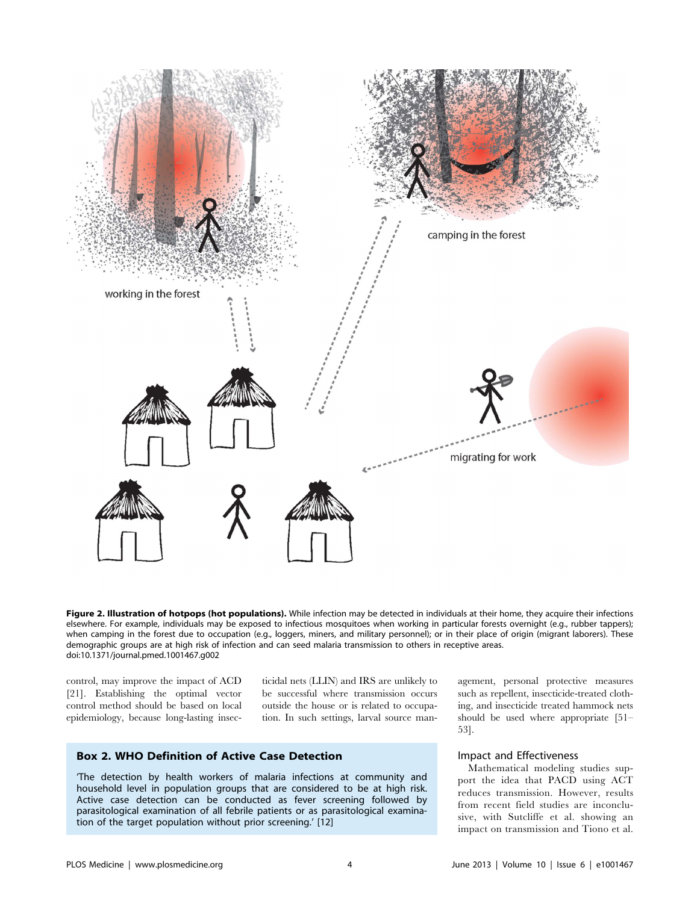working in the forest

camping in the forest

migrating for work

**Figure 2. Illustration of hotpops (hot populations).** While infection may be detected in individuals at their home, they acquire their infections elsewhere. For example, individuals may be exposed to infectious mosquitoes when working in particular forests overnight (e.g., rubber tappers); when camping in the forest due to occupation (e.g., loggers, miners, and military personnel); or in their place of origin (migrant laborers). These demographic groups are at high risk of infection and can seed malaria transmission to others in receptive areas.
doi:10.1371/journal.pmed.1001467.g002

control, may improve the impact of ACD [21]. Establishing the optimal vector control method should be based on local epidemiology, because long-lasting insecticidal nets (LLIN) and IRS are unlikely to be successful where transmission occurs outside the house or is related to occupation. In such settings, larval source management, personal protective measures such as repellent, insecticide-treated clothing, and insecticide treated hammock nets should be used where appropriate [51–53].

> **Box 2. WHO Definition of Active Case Detection**
>
> 'The detection by health workers of malaria infections at community and household level in population groups that are considered to be at high risk. Active case detection can be conducted as fever screening followed by parasitological examination of all febrile patients or as parasitological examination of the target population without prior screening.' [12]

## Impact and Effectiveness

Mathematical modeling studies support the idea that PACD using ACT reduces transmission. However, results from recent field studies are inconclusive, with Sutcliffe et al. showing an impact on transmission and Tiono et al.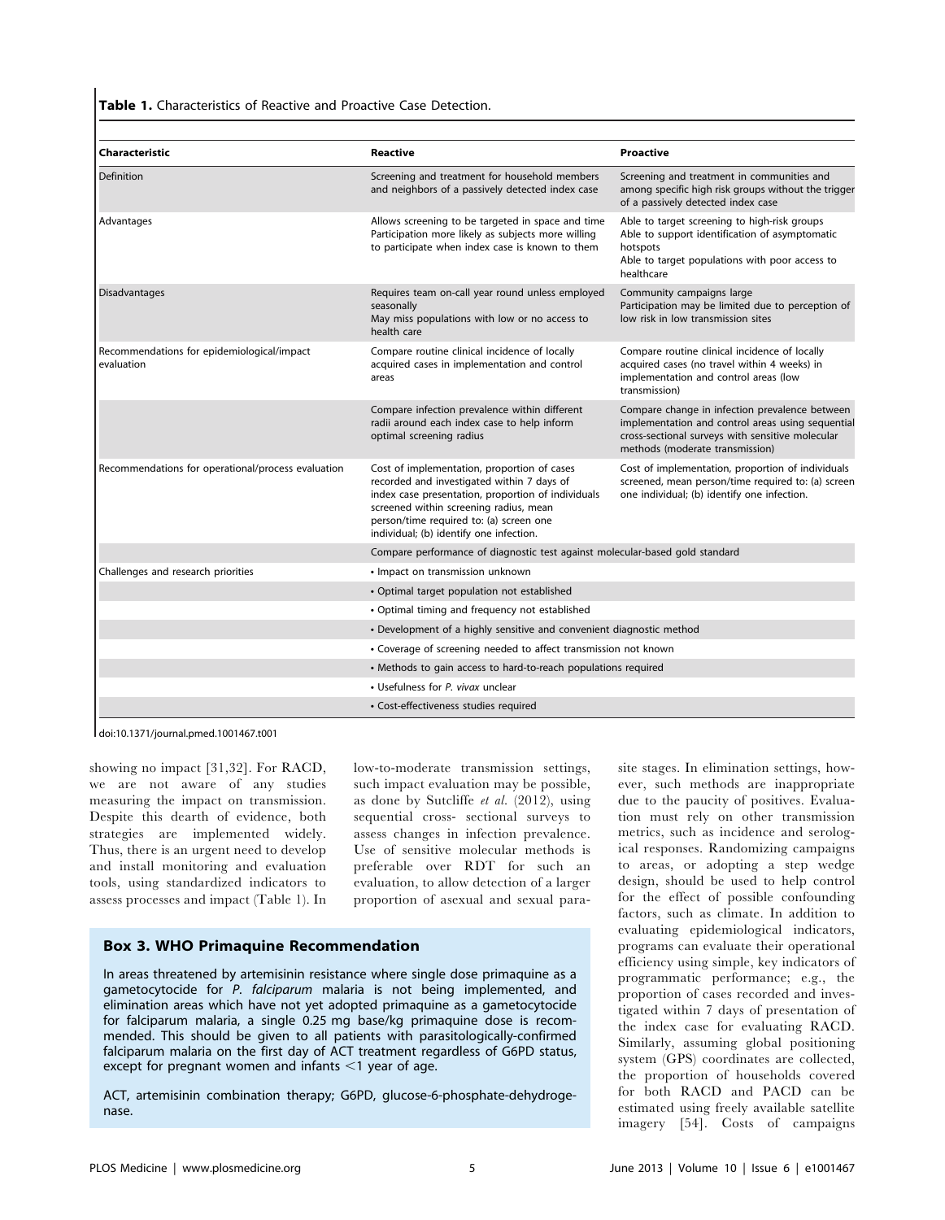**Table 1.** Characteristics of Reactive and Proactive Case Detection.

| Characteristic | Reactive | Proactive |
|---|---|---|
| Definition | Screening and treatment for household members and neighbors of a passively detected index case | Screening and treatment in communities and among specific high risk groups without the trigger of a passively detected index case |
| Advantages | Allows screening to be targeted in space and time<br>Participation more likely as subjects more willing to participate when index case is known to them | Able to target screening to high-risk groups<br>Able to support identification of asymptomatic hotspots<br>Able to target populations with poor access to healthcare |
| Disadvantages | Requires team on-call year round unless employed seasonally<br>May miss populations with low or no access to health care | Community campaigns large<br>Participation may be limited due to perception of low risk in low transmission sites |
| Recommendations for epidemiological/impact evaluation | Compare routine clinical incidence of locally acquired cases in implementation and control areas | Compare routine clinical incidence of locally acquired cases (no travel within 4 weeks) in implementation and control areas (low transmission) |
| | Compare infection prevalence within different radii around each index case to help inform optimal screening radius | Compare change in infection prevalence between implementation and control areas using sequential cross-sectional surveys with sensitive molecular methods (moderate transmission) |
| Recommendations for operational/process evaluation | Cost of implementation, proportion of cases recorded and investigated within 7 days of index case presentation, proportion of individuals screened within screening radius, mean person/time required to: (a) screen one individual; (b) identify one infection. | Cost of implementation, proportion of individuals screened, mean person/time required to: (a) screen one individual; (b) identify one infection. |
| | Compare performance of diagnostic test against molecular-based gold standard | |
| Challenges and research priorities | • Impact on transmission unknown | |
| | • Optimal target population not established | |
| | • Optimal timing and frequency not established | |
| | • Development of a highly sensitive and convenient diagnostic method | |
| | • Coverage of screening needed to affect transmission not known | |
| | • Methods to gain access to hard-to-reach populations required | |
| | • Usefulness for *P. vivax* unclear | |
| | • Cost-effectiveness studies required | |

doi:10.1371/journal.pmed.1001467.t001

showing no impact [31,32]. For RACD, we are not aware of any studies measuring the impact on transmission. Despite this dearth of evidence, both strategies are implemented widely. Thus, there is an urgent need to develop and install monitoring and evaluation tools, using standardized indicators to assess processes and impact (Table 1). In low-to-moderate transmission settings, such impact evaluation may be possible, as done by Sutcliffe *et al.* (2012), using sequential cross- sectional surveys to assess changes in infection prevalence. Use of sensitive molecular methods is preferable over RDT for such an evaluation, to allow detection of a larger proportion of asexual and sexual parasite stages. In elimination settings, however, such methods are inappropriate due to the paucity of positives. Evaluation must rely on other transmission metrics, such as incidence and serological responses. Randomizing campaigns to areas, or adopting a step wedge design, should be used to help control for the effect of possible confounding factors, such as climate. In addition to evaluating epidemiological indicators, programs can evaluate their operational efficiency using simple, key indicators of programmatic performance; e.g., the proportion of cases recorded and investigated within 7 days of presentation of the index case for evaluating RACD. Similarly, assuming global positioning system (GPS) coordinates are collected, the proportion of households covered for both RACD and PACD can be estimated using freely available satellite imagery [54]. Costs of campaigns

### Box 3. WHO Primaquine Recommendation

In areas threatened by artemisinin resistance where single dose primaquine as a gametocytocide for *P. falciparum* malaria is not being implemented, and elimination areas which have not yet adopted primaquine as a gametocytocide for falciparum malaria, a single 0.25 mg base/kg primaquine dose is recommended. This should be given to all patients with parasitologically-confirmed falciparum malaria on the first day of ACT treatment regardless of G6PD status, except for pregnant women and infants <1 year of age.

ACT, artemisinin combination therapy; G6PD, glucose-6-phosphate-dehydrogenase.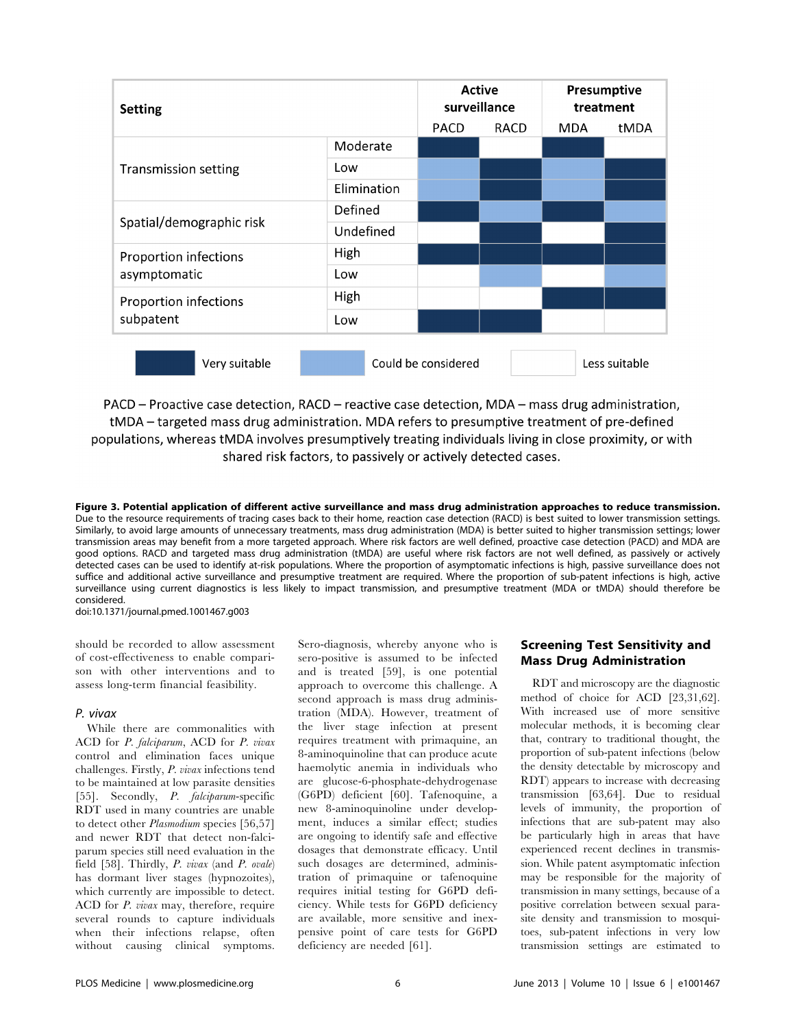| Setting | | Active surveillance | | Presumptive treatment | |
|---|---|---|---|---|---|
| | | PACD | RACD | MDA | tMDA |
| Transmission setting | Moderate | Very suitable | Less suitable | Very suitable | Less suitable |
| | Low | Could be considered | Very suitable | Could be considered | Very suitable |
| | Elimination | Could be considered | Very suitable | Could be considered | Very suitable |
| Spatial/demographic risk | Defined | Very suitable | Could be considered | Very suitable | Could be considered |
| | Undefined | Less suitable | Very suitable | Less suitable | Very suitable |
| Proportion infections asymptomatic | High | Very suitable | Very suitable | Very suitable | Very suitable |
| | Low | Less suitable | Could be considered | Less suitable | Could be considered |
| Proportion infections subpatent | High | Less suitable | Less suitable | Very suitable | Very suitable |
| | Low | Very suitable | Very suitable | Less suitable | Less suitable |

PACD – Proactive case detection, RACD – reactive case detection, MDA – mass drug administration, tMDA – targeted mass drug administration. MDA refers to presumptive treatment of pre-defined populations, whereas tMDA involves presumptively treating individuals living in close proximity, or with shared risk factors, to passively or actively detected cases.

**Figure 3. Potential application of different active surveillance and mass drug administration approaches to reduce transmission.** Due to the resource requirements of tracing cases back to their home, reaction case detection (RACD) is best suited to lower transmission settings. Similarly, to avoid large amounts of unnecessary treatments, mass drug administration (MDA) is better suited to higher transmission settings; lower transmission areas may benefit from a more targeted approach. Where risk factors are well defined, proactive case detection (PACD) and MDA are good options. RACD and targeted mass drug administration (tMDA) are useful where risk factors are not well defined, as passively or actively detected cases can be used to identify at-risk populations. Where the proportion of asymptomatic infections is high, passive surveillance does not suffice and additional active surveillance and presumptive treatment are required. Where the proportion of sub-patent infections is high, active surveillance using current diagnostics is less likely to impact transmission, and presumptive treatment (MDA or tMDA) should therefore be considered.
doi:10.1371/journal.pmed.1001467.g003

should be recorded to allow assessment of cost-effectiveness to enable comparison with other interventions and to assess long-term financial feasibility.

### *P. vivax*

While there are commonalities with ACD for *P. falciparum*, ACD for *P. vivax* control and elimination faces unique challenges. Firstly, *P. vivax* infections tend to be maintained at low parasite densities [55]. Secondly, *P. falciparum*-specific RDT used in many countries are unable to detect other *Plasmodium* species [56,57] and newer RDT that detect non-falciparum species still need evaluation in the field [58]. Thirdly, *P. vivax* (and *P. ovale*) has dormant liver stages (hypnozoites), which currently are impossible to detect. ACD for *P. vivax* may, therefore, require several rounds to capture individuals when their infections relapse, often without causing clinical symptoms. Sero-diagnosis, whereby anyone who is sero-positive is assumed to be infected and is treated [59], is one potential approach to overcome this challenge. A second approach is mass drug administration (MDA). However, treatment of the liver stage infection at present requires treatment with primaquine, an 8-aminoquinoline that can produce acute haemolytic anemia in individuals who are glucose-6-phosphate-dehydrogenase (G6PD) deficient [60]. Tafenoquine, a new 8-aminoquinoline under development, induces a similar effect; studies are ongoing to identify safe and effective dosages that demonstrate efficacy. Until such dosages are determined, administration of primaquine or tafenoquine requires initial testing for G6PD deficiency. While tests for G6PD deficiency are available, more sensitive and inexpensive point of care tests for G6PD deficiency are needed [61].

## Screening Test Sensitivity and Mass Drug Administration

RDT and microscopy are the diagnostic method of choice for ACD [23,31,62]. With increased use of more sensitive molecular methods, it is becoming clear that, contrary to traditional thought, the proportion of sub-patent infections (below the density detectable by microscopy and RDT) appears to increase with decreasing transmission [63,64]. Due to residual levels of immunity, the proportion of infections that are sub-patent may also be particularly high in areas that have experienced recent declines in transmission. While patent asymptomatic infection may be responsible for the majority of transmission in many settings, because of a positive correlation between sexual parasite density and transmission to mosquitoes, sub-patent infections in very low transmission settings are estimated to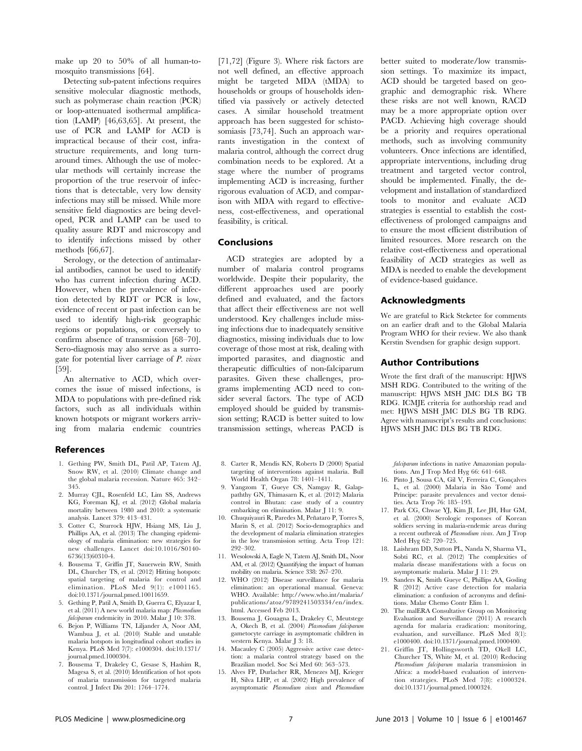make up 20 to 50% of all human-to-mosquito transmissions [64].

Detecting sub-patent infections requires sensitive molecular diagnostic methods, such as polymerase chain reaction (PCR) or loop-attenuated isothermal amplification (LAMP) [46,63,65]. At present, the use of PCR and LAMP for ACD is impractical because of their cost, infrastructure requirements, and long turnaround times. Although the use of molecular methods will certainly increase the proportion of the true reservoir of infections that is detectable, very low density infections may still be missed. While more sensitive field diagnostics are being developed, PCR and LAMP can be used to quality assure RDT and microscopy and to identify infections missed by other methods [66,67].

Serology, or the detection of antimalarial antibodies, cannot be used to identify who has current infection during ACD. However, when the prevalence of infection detected by RDT or PCR is low, evidence of recent or past infection can be used to identify high-risk geographic regions or populations, or conversely to confirm absence of transmission [68–70]. Sero-diagnosis may also serve as a surrogate for potential liver carriage of *P. vivax* [59].

An alternative to ACD, which overcomes the issue of missed infections, is MDA to populations with pre-defined risk factors, such as all individuals within known hotspots or migrant workers arriving from malaria endemic countries [71,72] (Figure 3). Where risk factors are not well defined, an effective approach might be targeted MDA (tMDA) to households or groups of households identified via passively or actively detected cases. A similar household treatment approach has been suggested for schistosomiasis [73,74]. Such an approach warrants investigation in the context of malaria control, although the correct drug combination needs to be explored. At a stage where the number of programs implementing ACD is increasing, further rigorous evaluation of ACD, and comparison with MDA with regard to effectiveness, cost-effectiveness, and operational feasibility, is critical.

## Conclusions

ACD strategies are adopted by a number of malaria control programs worldwide. Despite their popularity, the different approaches used are poorly defined and evaluated, and the factors that affect their effectiveness are not well understood. Key challenges include missing infections due to inadequately sensitive diagnostics, missing individuals due to low coverage of those most at risk, dealing with imported parasites, and diagnostic and therapeutic difficulties of non-falciparum parasites. Given these challenges, programs implementing ACD need to consider several factors. The type of ACD employed should be guided by transmission setting; RACD is better suited to low transmission settings, whereas PACD is better suited to moderate/low transmission settings. To maximize its impact, ACD should be targeted based on geographic and demographic risk. Where these risks are not well known, RACD may be a more appropriate option over PACD. Achieving high coverage should be a priority and requires operational methods, such as involving community volunteers. Once infections are identified, appropriate interventions, including drug treatment and targeted vector control, should be implemented. Finally, the development and installation of standardized tools to monitor and evaluate ACD strategies is essential to establish the cost-effectiveness of prolonged campaigns and to ensure the most efficient distribution of limited resources. More research on the relative cost-effectiveness and operational feasibility of ACD strategies as well as MDA is needed to enable the development of evidence-based guidance.

## Acknowledgments

We are grateful to Rick Steketee for comments on an earlier draft and to the Global Malaria Program WHO for their review. We also thank Kerstin Svendsen for graphic design support.

## Author Contributions

Wrote the first draft of the manuscript: HJWS MSH RDG. Contributed to the writing of the manuscript: HJWS MSH JMC DLS BG TB RDG. ICMJE criteria for authorship read and met: HJWS MSH JMC DLS BG TB RDG. Agree with manuscript's results and conclusions: HJWS MSH JMC DLS BG TB RDG.

## References

1. Gething PW, Smith DL, Patil AP, Tatem AJ, Snow RW, et al. (2010) Climate change and the global malaria recession. Nature 465: 342–345.
2. Murray CJL, Rosenfeld LC, Lim SS, Andrews KG, Foreman KJ, et al. (2012) Global malaria mortality between 1980 and 2010: a systematic analysis. Lancet 379: 413–431.
3. Cotter C, Sturrock HJW, Hsiang MS, Liu J, Phillips AA, et al. (2013) The changing epidemiology of malaria elimination: new strategies for new challenges. Lancet doi:10.1016/S0140-6736(13)60310-4.
4. Bousema T, Griffin JT, Sauerwein RW, Smith DL, Churcher TS, et al. (2012) Hitting hotspots: spatial targeting of malaria for control and elimination. PLoS Med 9(1): e1001165. doi:10.1371/journal.pmed.10011659.
5. Gething P, Patil A, Smith D, Guerra C, Elyazar I, et al. (2011) A new world malaria map: *Plasmodium falciparum* endemicity in 2010. Malar J 10: 378.
6. Bejon P, Williams TN, Liljander A, Noor AM, Wambua J, et al. (2010) Stable and unstable malaria hotspots in longitudinal cohort studies in Kenya. PLoS Med 7(7): e1000304. doi:10.1371/journal.pmed.1000304.
7. Bousema T, Drakeley C, Gesase S, Hashim R, Magesa S, et al. (2010) Identification of hot spots of malaria transmission for targeted malaria control. J Infect Dis 201: 1764–1774.
8. Carter R, Mendis KN, Roberts D (2000) Spatial targeting of interventions against malaria. Bull World Health Organ 78: 1401–1411.
9. Yangzom T, Gueye CS, Namgay R, Galappaththy GN, Thimasarn K, et al. (2012) Malaria control in Bhutan: case study of a country embarking on elimination. Malar J 11: 9.
10. Chuquiyauri R, Paredes M, Peñataro P, Torres S, Marin S, et al. (2012) Socio-demographics and the development of malaria elimination strategies in the low transmission setting. Acta Trop 121: 292–302.
11. Wesolowski A, Eagle N, Tatem AJ, Smith DL, Noor AM, et al. (2012) Quantifying the impact of human mobility on malaria. Science 338: 267–270.
12. WHO (2012) Disease surveillance for malaria elimination: an operational manual. Geneva: WHO. Available: http://www.who.int/malaria/publications/atoz/9789241503334/en/index.html. Accessed Feb 2013.
13. Bousema J, Gouagna L, Drakeley C, Meutstege A, Okech B, et al. (2004) *Plasmodium falciparum* gametocyte carriage in asymptomatic children in western Kenya. Malar J 3: 18.
14. Macauley C (2005) Aggressive active case detection: a malaria control strategy based on the Brazilian model. Soc Sci Med 60: 563–573.
15. Alves FP, Durlacher RR, Menezes MJ, Krieger H, Silva LHP, et al. (2002) High prevalence of asymptomatic *Plasmodium vivax* and *Plasmodium falciparum* infections in native Amazonian populations. Am J Trop Med Hyg 66: 641–648.
16. Pinto J, Sousa CA, Gil V, Ferreira C, Gonçalves L, et al. (2000) Malaria in São Tomé and Príncipe: parasite prevalences and vector densities. Acta Trop 76: 185–193.
17. Park CG, Chwae YJ, Kim JI, Lee JH, Hur GM, et al. (2000) Serologic responses of Korean soldiers serving in malaria-endemic areas during a recent outbreak of *Plasmodium vivax*. Am J Trop Med Hyg 62: 720–725.
18. Laishram DD, Sutton PL, Nanda N, Sharma VL, Sobti RC, et al. (2012) The complexities of malaria disease manifestations with a focus on asymptomatic malaria. Malar J 11: 29.
19. Sanders K, Smith Gueye C, Phillips AA, Gosling R (2012) Active case detection for malaria elimination: a confusion of acronyms and definitions. Malar Chemo Contr Elim 1.
20. The malERA Consultative Group on Monitoring Evaluation and Surveillance (2011) A research agenda for malaria eradication: monitoring, evaluation, and surveillance. PLoS Med 8(1): e1000400. doi:10.1371/journal.pmed.1000400.
21. Griffin JT, Hollingsworth TD, Okell LC, Churcher TS, White M, et al. (2010) Reducing *Plasmodium falciparum* malaria transmission in Africa: a model-based evaluation of intervention strategies. PLoS Med 7(8): e1000324. doi:10.1371/journal.pmed.1000324.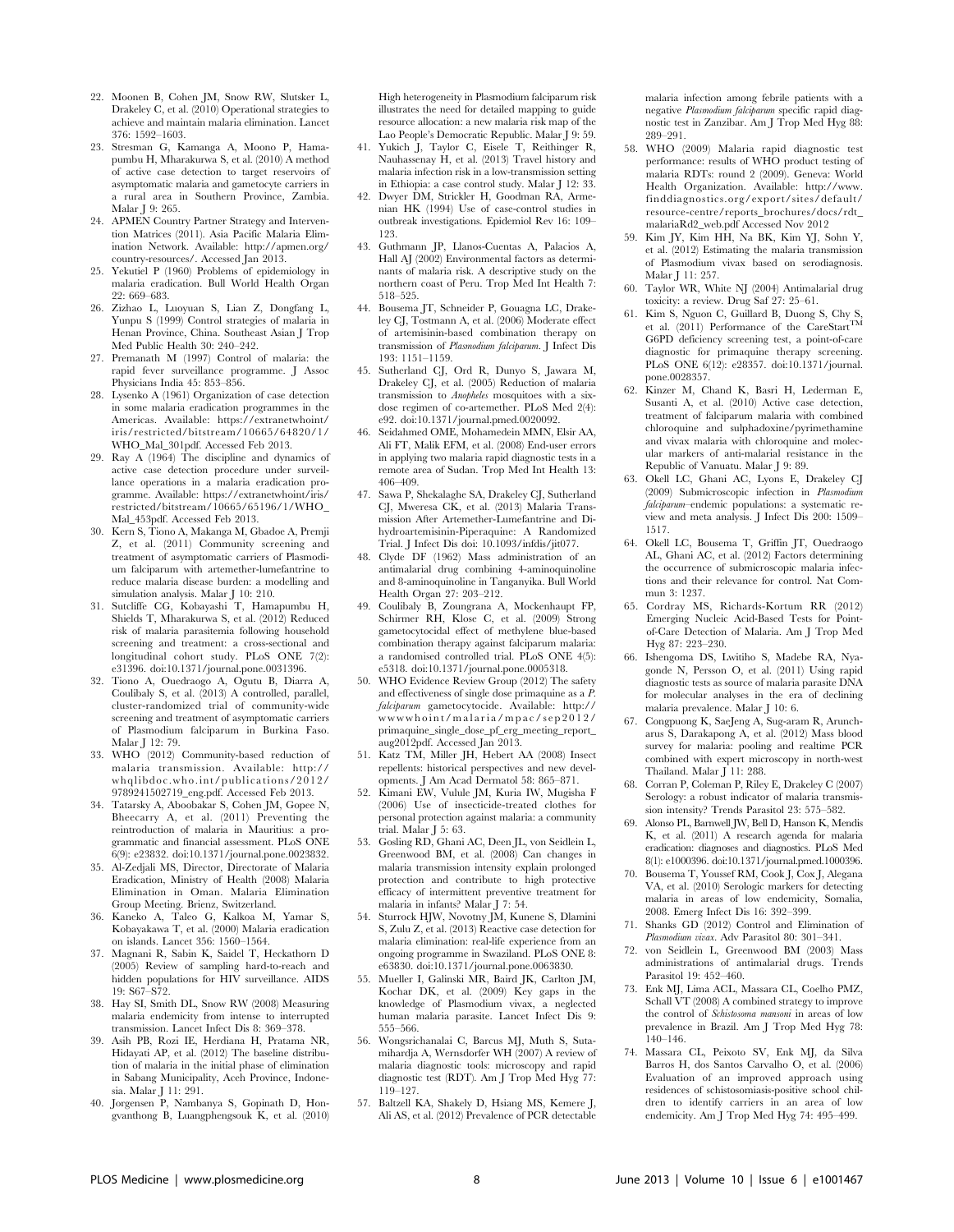22. Moonen B, Cohen JM, Snow RW, Slutsker L, Drakeley C, et al. (2010) Operational strategies to achieve and maintain malaria elimination. Lancet 376: 1592–1603.
23. Stresman G, Kamanga A, Moono P, Hamapumbu H, Mharakurwa S, et al. (2010) A method of active case detection to target reservoirs of asymptomatic malaria and gametocyte carriers in a rural area in Southern Province, Zambia. Malar J 9: 265.
24. APMEN Country Partner Strategy and Intervention Matrices (2011). Asia Pacific Malaria Elimination Network. Available: http://apmen.org/country-resources/. Accessed Jan 2013.
25. Yekutiel P (1960) Problems of epidemiology in malaria eradication. Bull World Health Organ 22: 669–683.
26. Zizhao L, Luoyuan S, Lian Z, Dongfang L, Yunpu S (1999) Control strategies of malaria in Henan Province, China. Southeast Asian J Trop Med Public Health 30: 240–242.
27. Premanath M (1997) Control of malaria: the rapid fever surveillance programme. J Assoc Physicians India 45: 853–856.
28. Lysenko A (1961) Organization of case detection in some malaria eradication programmes in the Americas. Available: https://extranetwhoint/iris/restricted/bitstream/10665/64820/1/WHO_Mal_301pdf. Accessed Feb 2013.
29. Ray A (1964) The discipline and dynamics of active case detection procedure under surveillance operations in a malaria eradication programme. Available: https://extranetwhoint/iris/restricted/bitstream/10665/65196/1/WHO_Mal_453pdf. Accessed Feb 2013.
30. Kern S, Tiono A, Makanga M, Gbadoe A, Premji Z, et al. (2011) Community screening and treatment of asymptomatic carriers of Plasmodium falciparum with artemether-lumefantrine to reduce malaria disease burden: a modelling and simulation analysis. Malar J 10: 210.
31. Sutcliffe CG, Kobayashi T, Hamapumbu H, Shields T, Mharakurwa S, et al. (2012) Reduced risk of malaria parasitemia following household screening and treatment: a cross-sectional and longitudinal cohort study. PLoS ONE 7(2): e31396. doi:10.1371/journal.pone.0031396.
32. Tiono A, Ouedraogo A, Ogutu B, Diarra A, Coulibaly S, et al. (2013) A controlled, parallel, cluster-randomized trial of community-wide screening and treatment of asymptomatic carriers of Plasmodium falciparum in Burkina Faso. Malar J 12: 79.
33. WHO (2012) Community-based reduction of malaria transmission. Available: http://whqlibdoc.who.int/publications/2012/9789241502719_eng.pdf. Accessed Feb 2013.
34. Tatarsky A, Aboobakar S, Cohen JM, Gopee N, Bheecarry A, et al. (2011) Preventing the reintroduction of malaria in Mauritius: a programmatic and financial assessment. PLoS ONE 6(9): e23832. doi:10.1371/journal.pone.0023832.
35. Al-Zedjali MS, Director, Directorate of Malaria Eradication, Ministry of Health (2008) Malaria Elimination in Oman. Malaria Elimination Group Meeting. Brienz, Switzerland.
36. Kaneko A, Taleo G, Kalkoa M, Yamar S, Kobayakawa T, et al. (2000) Malaria eradication on islands. Lancet 356: 1560–1564.
37. Magnani R, Sabin K, Saidel T, Heckathorn D (2005) Review of sampling hard-to-reach and hidden populations for HIV surveillance. AIDS 19: S67–S72.
38. Hay SI, Smith DL, Snow RW (2008) Measuring malaria endemicity from intense to interrupted transmission. Lancet Infect Dis 8: 369–378.
39. Asih PB, Rozi IE, Herdiana H, Pratama NR, Hidayati AP, et al. (2012) The baseline distribution of malaria in the initial phase of elimination in Sabang Municipality, Aceh Province, Indonesia. Malar J 11: 291.
40. Jorgensen P, Nambanya S, Gopinath D, Hongvanthong B, Luangphengsouk K, et al. (2010) High heterogeneity in Plasmodium falciparum risk illustrates the need for detailed mapping to guide resource allocation: a new malaria risk map of the Lao People's Democratic Republic. Malar J 9: 59.
41. Yukich J, Taylor C, Eisele T, Reithinger R, Nauhassenay H, et al. (2013) Travel history and malaria infection risk in a low-transmission setting in Ethiopia: a case control study. Malar J 12: 33.
42. Dwyer DM, Strickler H, Goodman RA, Armenian HK (1994) Use of case-control studies in outbreak investigations. Epidemiol Rev 16: 109–123.
43. Guthmann JP, Llanos-Cuentas A, Palacios A, Hall AJ (2002) Environmental factors as determinants of malaria risk. A descriptive study on the northern coast of Peru. Trop Med Int Health 7: 518–525.
44. Bousema JT, Schneider P, Gouagna LC, Drakeley CJ, Tostmann A, et al. (2006) Moderate effect of artemisinin-based combination therapy on transmission of *Plasmodium falciparum*. J Infect Dis 193: 1151–1159.
45. Sutherland CJ, Ord R, Dunyo S, Jawara M, Drakeley CJ, et al. (2005) Reduction of malaria transmission to *Anopheles* mosquitoes with a six-dose regimen of co-artemether. PLoS Med 2(4): e92. doi:10.1371/journal.pmed.0020092.
46. Seidahmed OME, Mohamedein MMN, Elsir AA, Ali FT, Malik EFM, et al. (2008) End-user errors in applying two malaria rapid diagnostic tests in a remote area of Sudan. Trop Med Int Health 13: 406–409.
47. Sawa P, Shekalaghe SA, Drakeley CJ, Sutherland CJ, Mweresa CK, et al. (2013) Malaria Transmission After Artemether-Lumefantrine and Dihydroartemisinin-Piperaquine: A Randomized Trial. J Infect Dis doi: 10.1093/infdis/jit077.
48. Clyde DF (1962) Mass administration of an antimalarial drug combining 4-aminoquinoline and 8-aminoquinoline in Tanganyika. Bull World Health Organ 27: 203–212.
49. Coulibaly B, Zoungrana A, Mockenhaupt FP, Schirmer RH, Klose C, et al. (2009) Strong gametocytocidal effect of methylene blue-based combination therapy against falciparum malaria: a randomised controlled trial. PLoS ONE 4(5): e5318. doi:10.1371/journal.pone.0005318.
50. WHO Evidence Review Group (2012) The safety and effectiveness of single dose primaquine as a *P. falciparum* gametocytocide. Available: http://wwwwhoint/malaria/mpac/sep2012/primaquine_single_dose_pf_erg_meeting_report_aug2012pdf. Accessed Jan 2013.
51. Katz TM, Miller JH, Hebert AA (2008) Insect repellents: historical perspectives and new developments. J Am Acad Dermatol 58: 865–871.
52. Kimani EW, Vulule JM, Kuria IW, Mugisha F (2006) Use of insecticide-treated clothes for personal protection against malaria: a community trial. Malar J 5: 63.
53. Gosling RD, Ghani AC, Deen JL, von Seidlein L, Greenwood BM, et al. (2008) Can changes in malaria transmission intensity explain prolonged protection and contribute to high protective efficacy of intermittent preventive treatment for malaria in infants? Malar J 7: 54.
54. Sturrock HJW, Novotny JM, Kunene S, Dlamini S, Zulu Z, et al. (2013) Reactive case detection for malaria elimination: real-life experience from an ongoing programme in Swaziland. PLoS ONE 8: e63830. doi:10.1371/journal.pone.0063830.
55. Mueller I, Galinski MR, Baird JK, Carlton JM, Kochar DK, et al. (2009) Key gaps in the knowledge of Plasmodium vivax, a neglected human malaria parasite. Lancet Infect Dis 9: 555–566.
56. Wongsrichanalai C, Barcus MJ, Muth S, Sutamihardja A, Wernsdorfer WH (2007) A review of malaria diagnostic tools: microscopy and rapid diagnostic test (RDT). Am J Trop Med Hyg 77: 119–127.
57. Baltzell KA, Shakely D, Hsiang MS, Kemere J, Ali AS, et al. (2012) Prevalence of PCR detectable malaria infection among febrile patients with a negative *Plasmodium falciparum* specific rapid diagnostic test in Zanzibar. Am J Trop Med Hyg 88: 289–291.
58. WHO (2009) Malaria rapid diagnostic test performance: results of WHO product testing of malaria RDTs: round 2 (2009). Geneva: World Health Organization. Available: http://www.finddiagnostics.org/export/sites/default/resource-centre/reports_brochures/docs/rdt_malariaRd2_web.pdf Accessed Nov 2012
59. Kim JY, Kim HH, Na BK, Kim YJ, Sohn Y, et al. (2012) Estimating the malaria transmission of Plasmodium vivax based on serodiagnosis. Malar J 11: 257.
60. Taylor WR, White NJ (2004) Antimalarial drug toxicity: a review. Drug Saf 27: 25–61.
61. Kim S, Nguon C, Guillard B, Duong S, Chy S, et al. (2011) Performance of the CareStart™ G6PD deficiency screening test, a point-of-care diagnostic for primaquine therapy screening. PLoS ONE 6(12): e28357. doi:10.1371/journal.pone.0028357.
62. Kinzer M, Chand K, Basri H, Lederman E, Susanti A, et al. (2010) Active case detection, treatment of falciparum malaria with combined chloroquine and sulphadoxine/pyrimethamine and vivax malaria with chloroquine and molecular markers of anti-malarial resistance in the Republic of Vanuatu. Malar J 9: 89.
63. Okell LC, Ghani AC, Lyons E, Drakeley CJ (2009) Submicroscopic infection in *Plasmodium falciparum*–endemic populations: a systematic review and meta analysis. J Infect Dis 200: 1509–1517.
64. Okell LC, Bousema T, Griffin JT, Ouedraogo AL, Ghani AC, et al. (2012) Factors determining the occurrence of submicroscopic malaria infections and their relevance for control. Nat Commun 3: 1237.
65. Cordray MS, Richards-Kortum RR (2012) Emerging Nucleic Acid-Based Tests for Point-of-Care Detection of Malaria. Am J Trop Med Hyg 87: 223–230.
66. Ishengoma DS, Lwitiho S, Madebe RA, Nyagonde N, Persson O, et al. (2011) Using rapid diagnostic tests as source of malaria parasite DNA for molecular analyses in the era of declining malaria prevalence. Malar J 10: 6.
67. Congpuong K, SaeJeng A, Sug-aram R, Aruncharus S, Darakapong A, et al. (2012) Mass blood survey for malaria: pooling and realtime PCR combined with expert microscopy in north-west Thailand. Malar J 11: 288.
68. Corran P, Coleman P, Riley E, Drakeley C (2007) Serology: a robust indicator of malaria transmission intensity? Trends Parasitol 23: 575–582.
69. Alonso PL, Barnwell JW, Bell D, Hanson K, Mendis K, et al. (2011) A research agenda for malaria eradication: diagnoses and diagnostics. PLoS Med 8(1): e1000396. doi:10.1371/journal.pmed.1000396.
70. Bousema T, Youssef RM, Cook J, Cox J, Alegana VA, et al. (2010) Serologic markers for detecting malaria in areas of low endemicity, Somalia, 2008. Emerg Infect Dis 16: 392–399.
71. Shanks GD (2012) Control and Elimination of *Plasmodium vivax*. Adv Parasitol 80: 301–341.
72. von Seidlein L, Greenwood BM (2003) Mass administrations of antimalarial drugs. Trends Parasitol 19: 452–460.
73. Enk MJ, Lima ACL, Massara CL, Coelho PMZ, Schall VT (2008) A combined strategy to improve the control of *Schistosoma mansoni* in areas of low prevalence in Brazil. Am J Trop Med Hyg 78: 140–146.
74. Massara CL, Peixoto SV, Enk MJ, da Silva Barros H, dos Santos Carvalho O, et al. (2006) Evaluation of an improved approach using residences of schistosomiasis-positive school children to identify carriers in an area of low endemicity. Am J Trop Med Hyg 74: 495–499.